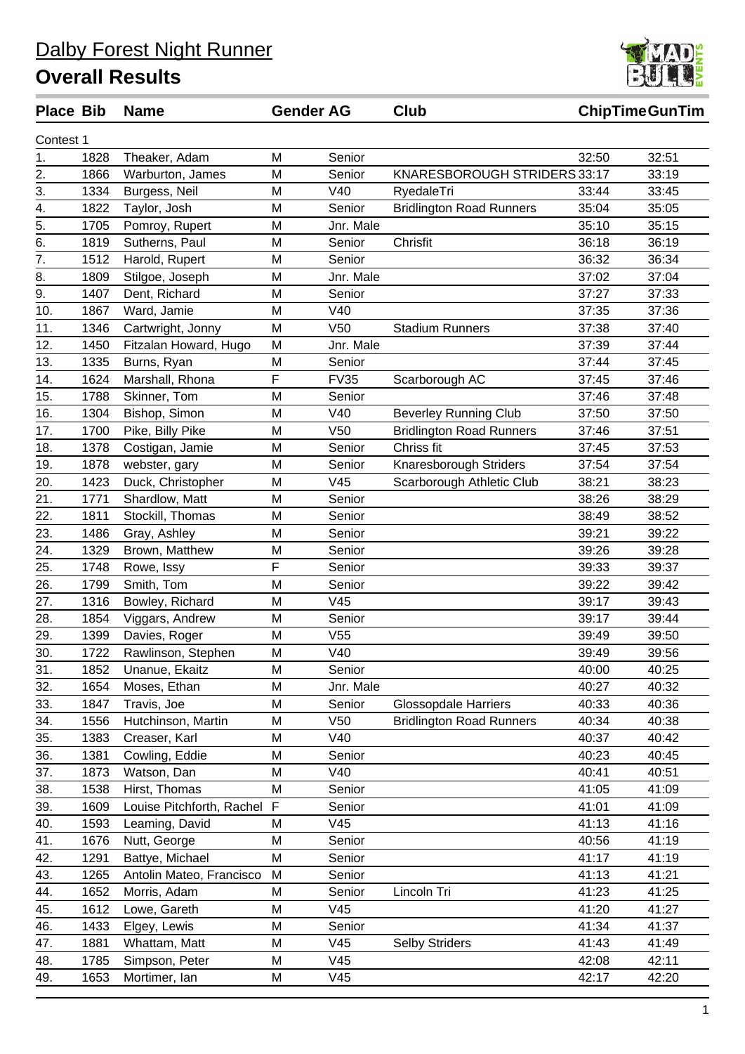# Dalby Forest Night Runner

## Overall Results

Contest 1

| Place | Bib | Name | Gender | AG | Club | ChipTime | GunTim |
|---|---|---|---|---|---|---|---|
| 1. | 1828 | Theaker, Adam | M | Senior | | 32:50 | 32:51 |
| 2. | 1866 | Warburton, James | M | Senior | KNARESBOROUGH STRIDERS | 33:17 | 33:19 |
| 3. | 1334 | Burgess, Neil | M | V40 | RyedaleTri | 33:44 | 33:45 |
| 4. | 1822 | Taylor, Josh | M | Senior | Bridlington Road Runners | 35:04 | 35:05 |
| 5. | 1705 | Pomroy, Rupert | M | Jnr. Male | | 35:10 | 35:15 |
| 6. | 1819 | Sutherns, Paul | M | Senior | Chrisfit | 36:18 | 36:19 |
| 7. | 1512 | Harold, Rupert | M | Senior | | 36:32 | 36:34 |
| 8. | 1809 | Stilgoe, Joseph | M | Jnr. Male | | 37:02 | 37:04 |
| 9. | 1407 | Dent, Richard | M | Senior | | 37:27 | 37:33 |
| 10. | 1867 | Ward, Jamie | M | V40 | | 37:35 | 37:36 |
| 11. | 1346 | Cartwright, Jonny | M | V50 | Stadium Runners | 37:38 | 37:40 |
| 12. | 1450 | Fitzalan Howard, Hugo | M | Jnr. Male | | 37:39 | 37:44 |
| 13. | 1335 | Burns, Ryan | M | Senior | | 37:44 | 37:45 |
| 14. | 1624 | Marshall, Rhona | F | FV35 | Scarborough AC | 37:45 | 37:46 |
| 15. | 1788 | Skinner, Tom | M | Senior | | 37:46 | 37:48 |
| 16. | 1304 | Bishop, Simon | M | V40 | Beverley Running Club | 37:50 | 37:50 |
| 17. | 1700 | Pike, Billy Pike | M | V50 | Bridlington Road Runners | 37:46 | 37:51 |
| 18. | 1378 | Costigan, Jamie | M | Senior | Chriss fit | 37:45 | 37:53 |
| 19. | 1878 | webster, gary | M | Senior | Knaresborough Striders | 37:54 | 37:54 |
| 20. | 1423 | Duck, Christopher | M | V45 | Scarborough Athletic Club | 38:21 | 38:23 |
| 21. | 1771 | Shardlow, Matt | M | Senior | | 38:26 | 38:29 |
| 22. | 1811 | Stockill, Thomas | M | Senior | | 38:49 | 38:52 |
| 23. | 1486 | Gray, Ashley | M | Senior | | 39:21 | 39:22 |
| 24. | 1329 | Brown, Matthew | M | Senior | | 39:26 | 39:28 |
| 25. | 1748 | Rowe, Issy | F | Senior | | 39:33 | 39:37 |
| 26. | 1799 | Smith, Tom | M | Senior | | 39:22 | 39:42 |
| 27. | 1316 | Bowley, Richard | M | V45 | | 39:17 | 39:43 |
| 28. | 1854 | Viggars, Andrew | M | Senior | | 39:17 | 39:44 |
| 29. | 1399 | Davies, Roger | M | V55 | | 39:49 | 39:50 |
| 30. | 1722 | Rawlinson, Stephen | M | V40 | | 39:49 | 39:56 |
| 31. | 1852 | Unanue, Ekaitz | M | Senior | | 40:00 | 40:25 |
| 32. | 1654 | Moses, Ethan | M | Jnr. Male | | 40:27 | 40:32 |
| 33. | 1847 | Travis, Joe | M | Senior | Glossopdale Harriers | 40:33 | 40:36 |
| 34. | 1556 | Hutchinson, Martin | M | V50 | Bridlington Road Runners | 40:34 | 40:38 |
| 35. | 1383 | Creaser, Karl | M | V40 | | 40:37 | 40:42 |
| 36. | 1381 | Cowling, Eddie | M | Senior | | 40:23 | 40:45 |
| 37. | 1873 | Watson, Dan | M | V40 | | 40:41 | 40:51 |
| 38. | 1538 | Hirst, Thomas | M | Senior | | 41:05 | 41:09 |
| 39. | 1609 | Louise Pitchforth, Rachel | F | Senior | | 41:01 | 41:09 |
| 40. | 1593 | Leaming, David | M | V45 | | 41:13 | 41:16 |
| 41. | 1676 | Nutt, George | M | Senior | | 40:56 | 41:19 |
| 42. | 1291 | Battye, Michael | M | Senior | | 41:17 | 41:19 |
| 43. | 1265 | Antolin Mateo, Francisco | M | Senior | | 41:13 | 41:21 |
| 44. | 1652 | Morris, Adam | M | Senior | Lincoln Tri | 41:23 | 41:25 |
| 45. | 1612 | Lowe, Gareth | M | V45 | | 41:20 | 41:27 |
| 46. | 1433 | Elgey, Lewis | M | Senior | | 41:34 | 41:37 |
| 47. | 1881 | Whattam, Matt | M | V45 | Selby Striders | 41:43 | 41:49 |
| 48. | 1785 | Simpson, Peter | M | V45 | | 42:08 | 42:11 |
| 49. | 1653 | Mortimer, Ian | M | V45 | | 42:17 | 42:20 |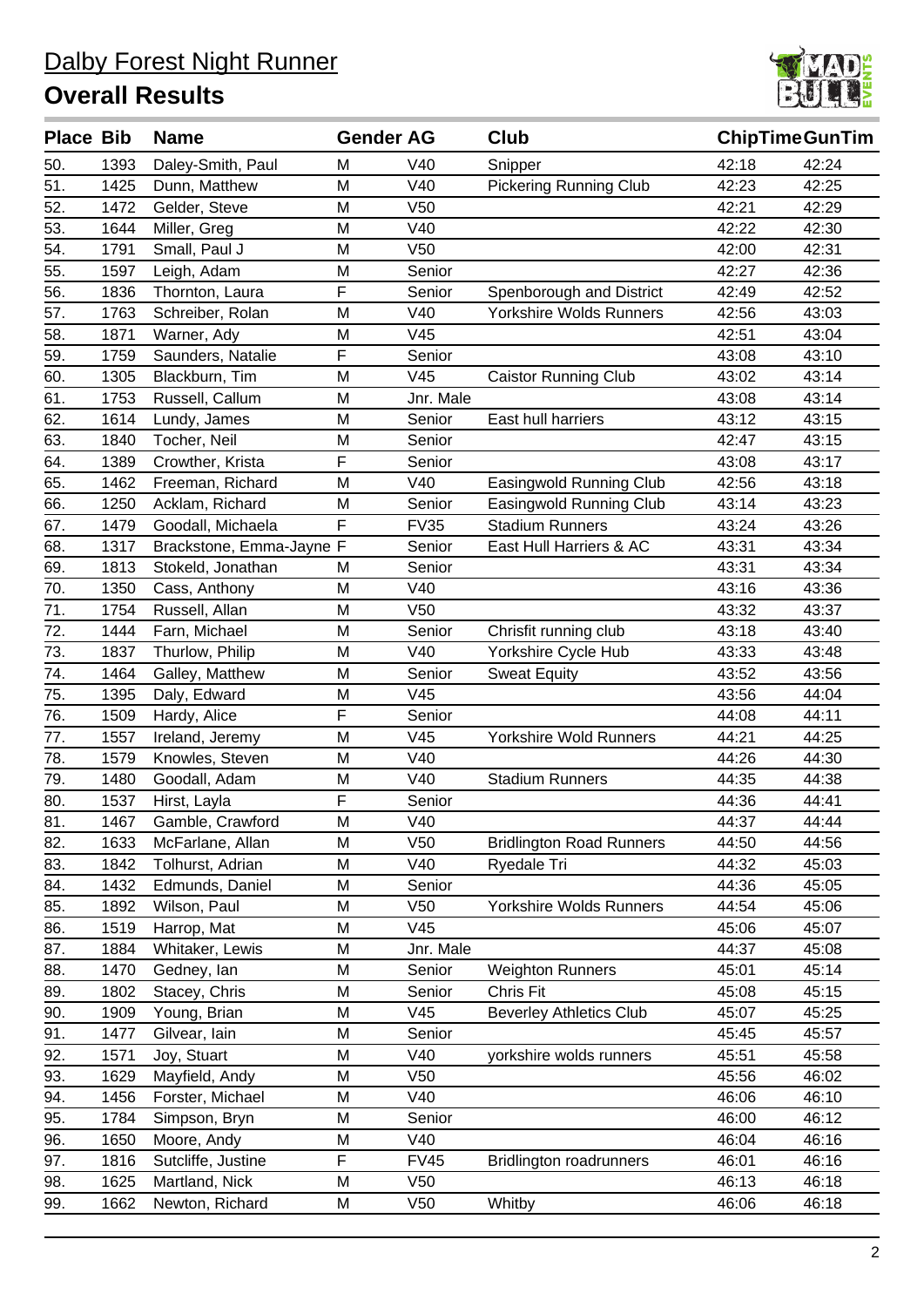# Dalby Forest Night Runner

## Overall Results

| Place | Bib | Name | Gender | AG | Club | ChipTime | GunTim |
|---|---|---|---|---|---|---|---|
| 50. | 1393 | Daley-Smith, Paul | M | V40 | Snipper | 42:18 | 42:24 |
| 51. | 1425 | Dunn, Matthew | M | V40 | Pickering Running Club | 42:23 | 42:25 |
| 52. | 1472 | Gelder, Steve | M | V50 | | 42:21 | 42:29 |
| 53. | 1644 | Miller, Greg | M | V40 | | 42:22 | 42:30 |
| 54. | 1791 | Small, Paul J | M | V50 | | 42:00 | 42:31 |
| 55. | 1597 | Leigh, Adam | M | Senior | | 42:27 | 42:36 |
| 56. | 1836 | Thornton, Laura | F | Senior | Spenborough and District | 42:49 | 42:52 |
| 57. | 1763 | Schreiber, Rolan | M | V40 | Yorkshire Wolds Runners | 42:56 | 43:03 |
| 58. | 1871 | Warner, Ady | M | V45 | | 42:51 | 43:04 |
| 59. | 1759 | Saunders, Natalie | F | Senior | | 43:08 | 43:10 |
| 60. | 1305 | Blackburn, Tim | M | V45 | Caistor Running Club | 43:02 | 43:14 |
| 61. | 1753 | Russell, Callum | M | Jnr. Male | | 43:08 | 43:14 |
| 62. | 1614 | Lundy, James | M | Senior | East hull harriers | 43:12 | 43:15 |
| 63. | 1840 | Tocher, Neil | M | Senior | | 42:47 | 43:15 |
| 64. | 1389 | Crowther, Krista | F | Senior | | 43:08 | 43:17 |
| 65. | 1462 | Freeman, Richard | M | V40 | Easingwold Running Club | 42:56 | 43:18 |
| 66. | 1250 | Acklam, Richard | M | Senior | Easingwold Running Club | 43:14 | 43:23 |
| 67. | 1479 | Goodall, Michaela | F | FV35 | Stadium Runners | 43:24 | 43:26 |
| 68. | 1317 | Brackstone, Emma-Jayne | F | Senior | East Hull Harriers & AC | 43:31 | 43:34 |
| 69. | 1813 | Stokeld, Jonathan | M | Senior | | 43:31 | 43:34 |
| 70. | 1350 | Cass, Anthony | M | V40 | | 43:16 | 43:36 |
| 71. | 1754 | Russell, Allan | M | V50 | | 43:32 | 43:37 |
| 72. | 1444 | Farn, Michael | M | Senior | Chrisfit running club | 43:18 | 43:40 |
| 73. | 1837 | Thurlow, Philip | M | V40 | Yorkshire Cycle Hub | 43:33 | 43:48 |
| 74. | 1464 | Galley, Matthew | M | Senior | Sweat Equity | 43:52 | 43:56 |
| 75. | 1395 | Daly, Edward | M | V45 | | 43:56 | 44:04 |
| 76. | 1509 | Hardy, Alice | F | Senior | | 44:08 | 44:11 |
| 77. | 1557 | Ireland, Jeremy | M | V45 | Yorkshire Wold Runners | 44:21 | 44:25 |
| 78. | 1579 | Knowles, Steven | M | V40 | | 44:26 | 44:30 |
| 79. | 1480 | Goodall, Adam | M | V40 | Stadium Runners | 44:35 | 44:38 |
| 80. | 1537 | Hirst, Layla | F | Senior | | 44:36 | 44:41 |
| 81. | 1467 | Gamble, Crawford | M | V40 | | 44:37 | 44:44 |
| 82. | 1633 | McFarlane, Allan | M | V50 | Bridlington Road Runners | 44:50 | 44:56 |
| 83. | 1842 | Tolhurst, Adrian | M | V40 | Ryedale Tri | 44:32 | 45:03 |
| 84. | 1432 | Edmunds, Daniel | M | Senior | | 44:36 | 45:05 |
| 85. | 1892 | Wilson, Paul | M | V50 | Yorkshire Wolds Runners | 44:54 | 45:06 |
| 86. | 1519 | Harrop, Mat | M | V45 | | 45:06 | 45:07 |
| 87. | 1884 | Whitaker, Lewis | M | Jnr. Male | | 44:37 | 45:08 |
| 88. | 1470 | Gedney, Ian | M | Senior | Weighton Runners | 45:01 | 45:14 |
| 89. | 1802 | Stacey, Chris | M | Senior | Chris Fit | 45:08 | 45:15 |
| 90. | 1909 | Young, Brian | M | V45 | Beverley Athletics Club | 45:07 | 45:25 |
| 91. | 1477 | Gilvear, Iain | M | Senior | | 45:45 | 45:57 |
| 92. | 1571 | Joy, Stuart | M | V40 | yorkshire wolds runners | 45:51 | 45:58 |
| 93. | 1629 | Mayfield, Andy | M | V50 | | 45:56 | 46:02 |
| 94. | 1456 | Forster, Michael | M | V40 | | 46:06 | 46:10 |
| 95. | 1784 | Simpson, Bryn | M | Senior | | 46:00 | 46:12 |
| 96. | 1650 | Moore, Andy | M | V40 | | 46:04 | 46:16 |
| 97. | 1816 | Sutcliffe, Justine | F | FV45 | Bridlington roadrunners | 46:01 | 46:16 |
| 98. | 1625 | Martland, Nick | M | V50 | | 46:13 | 46:18 |
| 99. | 1662 | Newton, Richard | M | V50 | Whitby | 46:06 | 46:18 |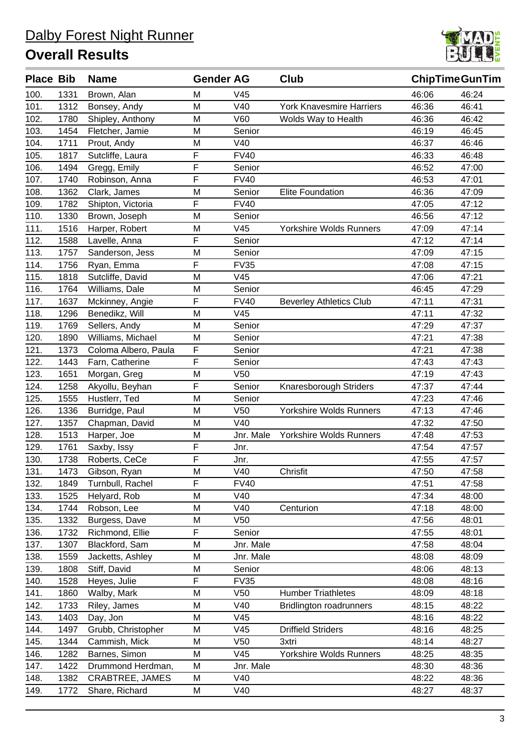# Dalby Forest Night Runner

## Overall Results

| Place | Bib | Name | Gender | AG | Club | ChipTime | GunTim |
|---|---|---|---|---|---|---|---|
| 100. | 1331 | Brown, Alan | M | V45 | | 46:06 | 46:24 |
| 101. | 1312 | Bonsey, Andy | M | V40 | York Knavesmire Harriers | 46:36 | 46:41 |
| 102. | 1780 | Shipley, Anthony | M | V60 | Wolds Way to Health | 46:36 | 46:42 |
| 103. | 1454 | Fletcher, Jamie | M | Senior | | 46:19 | 46:45 |
| 104. | 1711 | Prout, Andy | M | V40 | | 46:37 | 46:46 |
| 105. | 1817 | Sutcliffe, Laura | F | FV40 | | 46:33 | 46:48 |
| 106. | 1494 | Gregg, Emily | F | Senior | | 46:52 | 47:00 |
| 107. | 1740 | Robinson, Anna | F | FV40 | | 46:53 | 47:01 |
| 108. | 1362 | Clark, James | M | Senior | Elite Foundation | 46:36 | 47:09 |
| 109. | 1782 | Shipton, Victoria | F | FV40 | | 47:05 | 47:12 |
| 110. | 1330 | Brown, Joseph | M | Senior | | 46:56 | 47:12 |
| 111. | 1516 | Harper, Robert | M | V45 | Yorkshire Wolds Runners | 47:09 | 47:14 |
| 112. | 1588 | Lavelle, Anna | F | Senior | | 47:12 | 47:14 |
| 113. | 1757 | Sanderson, Jess | M | Senior | | 47:09 | 47:15 |
| 114. | 1756 | Ryan, Emma | F | FV35 | | 47:08 | 47:15 |
| 115. | 1818 | Sutcliffe, David | M | V45 | | 47:06 | 47:21 |
| 116. | 1764 | Williams, Dale | M | Senior | | 46:45 | 47:29 |
| 117. | 1637 | Mckinney, Angie | F | FV40 | Beverley Athletics Club | 47:11 | 47:31 |
| 118. | 1296 | Benedikz, Will | M | V45 | | 47:11 | 47:32 |
| 119. | 1769 | Sellers, Andy | M | Senior | | 47:29 | 47:37 |
| 120. | 1890 | Williams, Michael | M | Senior | | 47:21 | 47:38 |
| 121. | 1373 | Coloma Albero, Paula | F | Senior | | 47:21 | 47:38 |
| 122. | 1443 | Farn, Catherine | F | Senior | | 47:43 | 47:43 |
| 123. | 1651 | Morgan, Greg | M | V50 | | 47:19 | 47:43 |
| 124. | 1258 | Akyollu, Beyhan | F | Senior | Knaresborough Striders | 47:37 | 47:44 |
| 125. | 1555 | Hustlerr, Ted | M | Senior | | 47:23 | 47:46 |
| 126. | 1336 | Burridge, Paul | M | V50 | Yorkshire Wolds Runners | 47:13 | 47:46 |
| 127. | 1357 | Chapman, David | M | V40 | | 47:32 | 47:50 |
| 128. | 1513 | Harper, Joe | M | Jnr. Male | Yorkshire Wolds Runners | 47:48 | 47:53 |
| 129. | 1761 | Saxby, Issy | F | Jnr. | | 47:54 | 47:57 |
| 130. | 1738 | Roberts, CeCe | F | Jnr. | | 47:55 | 47:57 |
| 131. | 1473 | Gibson, Ryan | M | V40 | Chrisfit | 47:50 | 47:58 |
| 132. | 1849 | Turnbull, Rachel | F | FV40 | | 47:51 | 47:58 |
| 133. | 1525 | Helyard, Rob | M | V40 | | 47:34 | 48:00 |
| 134. | 1744 | Robson, Lee | M | V40 | Centurion | 47:18 | 48:00 |
| 135. | 1332 | Burgess, Dave | M | V50 | | 47:56 | 48:01 |
| 136. | 1732 | Richmond, Ellie | F | Senior | | 47:55 | 48:01 |
| 137. | 1307 | Blackford, Sam | M | Jnr. Male | | 47:58 | 48:04 |
| 138. | 1559 | Jacketts, Ashley | M | Jnr. Male | | 48:08 | 48:09 |
| 139. | 1808 | Stiff, David | M | Senior | | 48:06 | 48:13 |
| 140. | 1528 | Heyes, Julie | F | FV35 | | 48:08 | 48:16 |
| 141. | 1860 | Walby, Mark | M | V50 | Humber Triathletes | 48:09 | 48:18 |
| 142. | 1733 | Riley, James | M | V40 | Bridlington roadrunners | 48:15 | 48:22 |
| 143. | 1403 | Day, Jon | M | V45 | | 48:16 | 48:22 |
| 144. | 1497 | Grubb, Christopher | M | V45 | Driffield Striders | 48:16 | 48:25 |
| 145. | 1344 | Cammish, Mick | M | V50 | 3xtri | 48:14 | 48:27 |
| 146. | 1282 | Barnes, Simon | M | V45 | Yorkshire Wolds Runners | 48:25 | 48:35 |
| 147. | 1422 | Drummond Herdman, | M | Jnr. Male | | 48:30 | 48:36 |
| 148. | 1382 | CRABTREE, JAMES | M | V40 | | 48:22 | 48:36 |
| 149. | 1772 | Share, Richard | M | V40 | | 48:27 | 48:37 |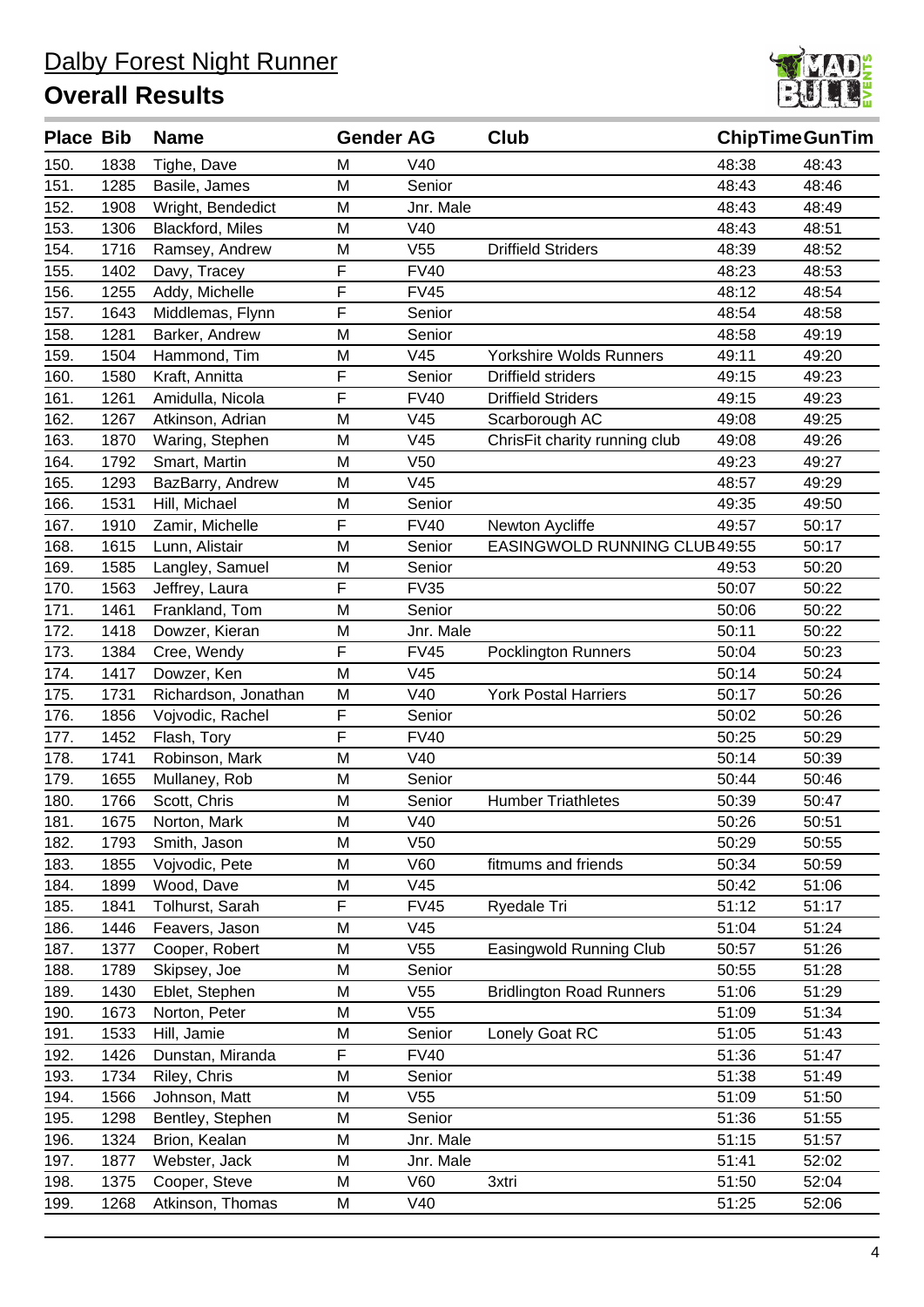# Dalby Forest Night Runner

## Overall Results

| Place | Bib | Name | Gender | AG | Club | ChipTime | GunTim |
|---|---|---|---|---|---|---|---|
| 150. | 1838 | Tighe, Dave | M | V40 | | 48:38 | 48:43 |
| 151. | 1285 | Basile, James | M | Senior | | 48:43 | 48:46 |
| 152. | 1908 | Wright, Bendedict | M | Jnr. Male | | 48:43 | 48:49 |
| 153. | 1306 | Blackford, Miles | M | V40 | | 48:43 | 48:51 |
| 154. | 1716 | Ramsey, Andrew | M | V55 | Driffield Striders | 48:39 | 48:52 |
| 155. | 1402 | Davy, Tracey | F | FV40 | | 48:23 | 48:53 |
| 156. | 1255 | Addy, Michelle | F | FV45 | | 48:12 | 48:54 |
| 157. | 1643 | Middlemas, Flynn | F | Senior | | 48:54 | 48:58 |
| 158. | 1281 | Barker, Andrew | M | Senior | | 48:58 | 49:19 |
| 159. | 1504 | Hammond, Tim | M | V45 | Yorkshire Wolds Runners | 49:11 | 49:20 |
| 160. | 1580 | Kraft, Annitta | F | Senior | Driffield striders | 49:15 | 49:23 |
| 161. | 1261 | Amidulla, Nicola | F | FV40 | Driffield Striders | 49:15 | 49:23 |
| 162. | 1267 | Atkinson, Adrian | M | V45 | Scarborough AC | 49:08 | 49:25 |
| 163. | 1870 | Waring, Stephen | M | V45 | ChrisFit charity running club | 49:08 | 49:26 |
| 164. | 1792 | Smart, Martin | M | V50 | | 49:23 | 49:27 |
| 165. | 1293 | BazBarry, Andrew | M | V45 | | 48:57 | 49:29 |
| 166. | 1531 | Hill, Michael | M | Senior | | 49:35 | 49:50 |
| 167. | 1910 | Zamir, Michelle | F | FV40 | Newton Aycliffe | 49:57 | 50:17 |
| 168. | 1615 | Lunn, Alistair | M | Senior | EASINGWOLD RUNNING CLUB | 49:55 | 50:17 |
| 169. | 1585 | Langley, Samuel | M | Senior | | 49:53 | 50:20 |
| 170. | 1563 | Jeffrey, Laura | F | FV35 | | 50:07 | 50:22 |
| 171. | 1461 | Frankland, Tom | M | Senior | | 50:06 | 50:22 |
| 172. | 1418 | Dowzer, Kieran | M | Jnr. Male | | 50:11 | 50:22 |
| 173. | 1384 | Cree, Wendy | F | FV45 | Pocklington Runners | 50:04 | 50:23 |
| 174. | 1417 | Dowzer, Ken | M | V45 | | 50:14 | 50:24 |
| 175. | 1731 | Richardson, Jonathan | M | V40 | York Postal Harriers | 50:17 | 50:26 |
| 176. | 1856 | Vojvodic, Rachel | F | Senior | | 50:02 | 50:26 |
| 177. | 1452 | Flash, Tory | F | FV40 | | 50:25 | 50:29 |
| 178. | 1741 | Robinson, Mark | M | V40 | | 50:14 | 50:39 |
| 179. | 1655 | Mullaney, Rob | M | Senior | | 50:44 | 50:46 |
| 180. | 1766 | Scott, Chris | M | Senior | Humber Triathletes | 50:39 | 50:47 |
| 181. | 1675 | Norton, Mark | M | V40 | | 50:26 | 50:51 |
| 182. | 1793 | Smith, Jason | M | V50 | | 50:29 | 50:55 |
| 183. | 1855 | Vojvodic, Pete | M | V60 | fitmums and friends | 50:34 | 50:59 |
| 184. | 1899 | Wood, Dave | M | V45 | | 50:42 | 51:06 |
| 185. | 1841 | Tolhurst, Sarah | F | FV45 | Ryedale Tri | 51:12 | 51:17 |
| 186. | 1446 | Feavers, Jason | M | V45 | | 51:04 | 51:24 |
| 187. | 1377 | Cooper, Robert | M | V55 | Easingwold Running Club | 50:57 | 51:26 |
| 188. | 1789 | Skipsey, Joe | M | Senior | | 50:55 | 51:28 |
| 189. | 1430 | Eblet, Stephen | M | V55 | Bridlington Road Runners | 51:06 | 51:29 |
| 190. | 1673 | Norton, Peter | M | V55 | | 51:09 | 51:34 |
| 191. | 1533 | Hill, Jamie | M | Senior | Lonely Goat RC | 51:05 | 51:43 |
| 192. | 1426 | Dunstan, Miranda | F | FV40 | | 51:36 | 51:47 |
| 193. | 1734 | Riley, Chris | M | Senior | | 51:38 | 51:49 |
| 194. | 1566 | Johnson, Matt | M | V55 | | 51:09 | 51:50 |
| 195. | 1298 | Bentley, Stephen | M | Senior | | 51:36 | 51:55 |
| 196. | 1324 | Brion, Kealan | M | Jnr. Male | | 51:15 | 51:57 |
| 197. | 1877 | Webster, Jack | M | Jnr. Male | | 51:41 | 52:02 |
| 198. | 1375 | Cooper, Steve | M | V60 | 3xtri | 51:50 | 52:04 |
| 199. | 1268 | Atkinson, Thomas | M | V40 | | 51:25 | 52:06 |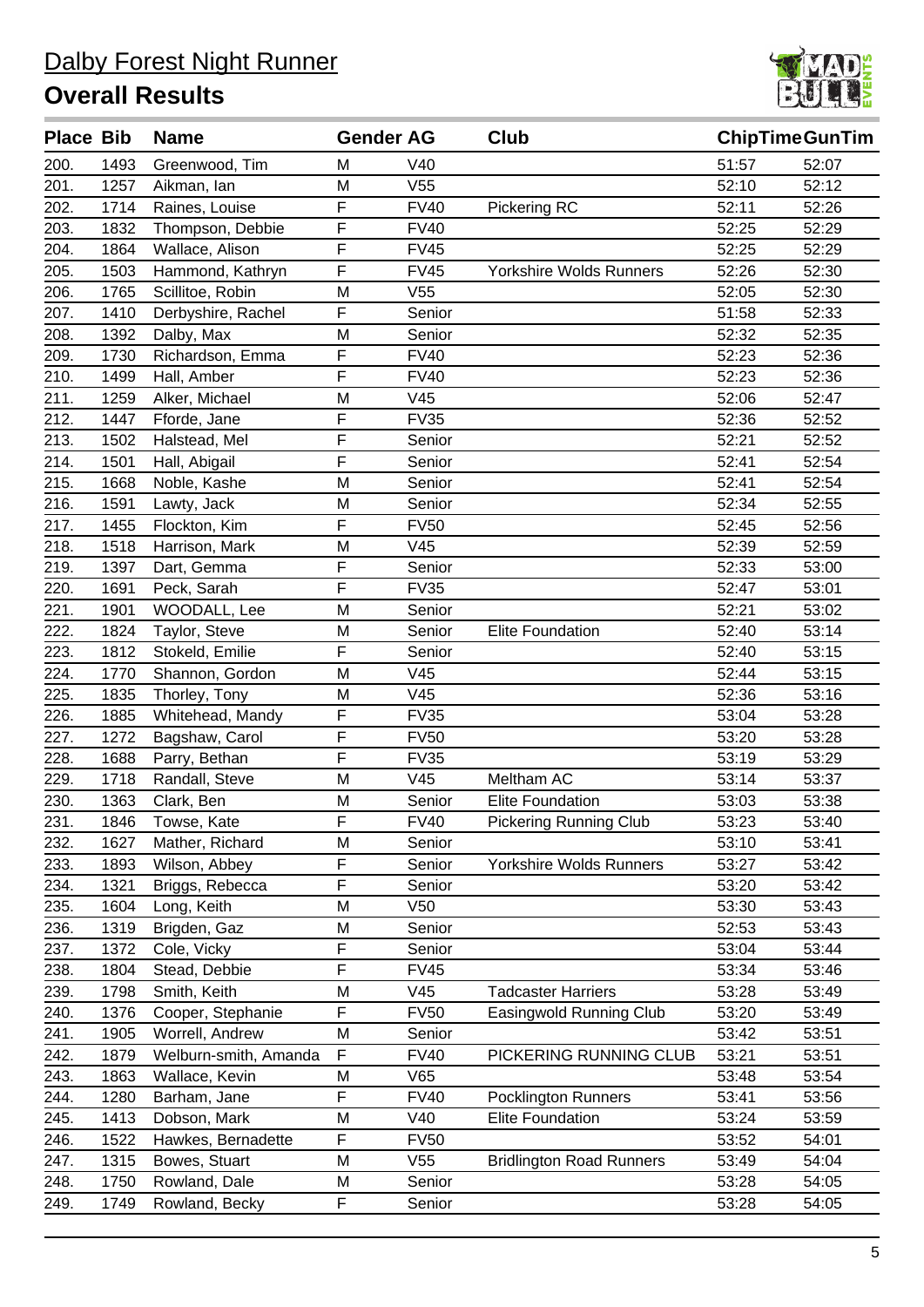# Dalby Forest Night Runner

## Overall Results

| Place | Bib | Name | Gender | AG | Club | ChipTime | GunTim |
|---|---|---|---|---|---|---|---|
| 200. | 1493 | Greenwood, Tim | M | V40 | | 51:57 | 52:07 |
| 201. | 1257 | Aikman, Ian | M | V55 | | 52:10 | 52:12 |
| 202. | 1714 | Raines, Louise | F | FV40 | Pickering RC | 52:11 | 52:26 |
| 203. | 1832 | Thompson, Debbie | F | FV40 | | 52:25 | 52:29 |
| 204. | 1864 | Wallace, Alison | F | FV45 | | 52:25 | 52:29 |
| 205. | 1503 | Hammond, Kathryn | F | FV45 | Yorkshire Wolds Runners | 52:26 | 52:30 |
| 206. | 1765 | Scillitoe, Robin | M | V55 | | 52:05 | 52:30 |
| 207. | 1410 | Derbyshire, Rachel | F | Senior | | 51:58 | 52:33 |
| 208. | 1392 | Dalby, Max | M | Senior | | 52:32 | 52:35 |
| 209. | 1730 | Richardson, Emma | F | FV40 | | 52:23 | 52:36 |
| 210. | 1499 | Hall, Amber | F | FV40 | | 52:23 | 52:36 |
| 211. | 1259 | Alker, Michael | M | V45 | | 52:06 | 52:47 |
| 212. | 1447 | Fforde, Jane | F | FV35 | | 52:36 | 52:52 |
| 213. | 1502 | Halstead, Mel | F | Senior | | 52:21 | 52:52 |
| 214. | 1501 | Hall, Abigail | F | Senior | | 52:41 | 52:54 |
| 215. | 1668 | Noble, Kashe | M | Senior | | 52:41 | 52:54 |
| 216. | 1591 | Lawty, Jack | M | Senior | | 52:34 | 52:55 |
| 217. | 1455 | Flockton, Kim | F | FV50 | | 52:45 | 52:56 |
| 218. | 1518 | Harrison, Mark | M | V45 | | 52:39 | 52:59 |
| 219. | 1397 | Dart, Gemma | F | Senior | | 52:33 | 53:00 |
| 220. | 1691 | Peck, Sarah | F | FV35 | | 52:47 | 53:01 |
| 221. | 1901 | WOODALL, Lee | M | Senior | | 52:21 | 53:02 |
| 222. | 1824 | Taylor, Steve | M | Senior | Elite Foundation | 52:40 | 53:14 |
| 223. | 1812 | Stokeld, Emilie | F | Senior | | 52:40 | 53:15 |
| 224. | 1770 | Shannon, Gordon | M | V45 | | 52:44 | 53:15 |
| 225. | 1835 | Thorley, Tony | M | V45 | | 52:36 | 53:16 |
| 226. | 1885 | Whitehead, Mandy | F | FV35 | | 53:04 | 53:28 |
| 227. | 1272 | Bagshaw, Carol | F | FV50 | | 53:20 | 53:28 |
| 228. | 1688 | Parry, Bethan | F | FV35 | | 53:19 | 53:29 |
| 229. | 1718 | Randall, Steve | M | V45 | Meltham AC | 53:14 | 53:37 |
| 230. | 1363 | Clark, Ben | M | Senior | Elite Foundation | 53:03 | 53:38 |
| 231. | 1846 | Towse, Kate | F | FV40 | Pickering Running Club | 53:23 | 53:40 |
| 232. | 1627 | Mather, Richard | M | Senior | | 53:10 | 53:41 |
| 233. | 1893 | Wilson, Abbey | F | Senior | Yorkshire Wolds Runners | 53:27 | 53:42 |
| 234. | 1321 | Briggs, Rebecca | F | Senior | | 53:20 | 53:42 |
| 235. | 1604 | Long, Keith | M | V50 | | 53:30 | 53:43 |
| 236. | 1319 | Brigden, Gaz | M | Senior | | 52:53 | 53:43 |
| 237. | 1372 | Cole, Vicky | F | Senior | | 53:04 | 53:44 |
| 238. | 1804 | Stead, Debbie | F | FV45 | | 53:34 | 53:46 |
| 239. | 1798 | Smith, Keith | M | V45 | Tadcaster Harriers | 53:28 | 53:49 |
| 240. | 1376 | Cooper, Stephanie | F | FV50 | Easingwold Running Club | 53:20 | 53:49 |
| 241. | 1905 | Worrell, Andrew | M | Senior | | 53:42 | 53:51 |
| 242. | 1879 | Welburn-smith, Amanda | F | FV40 | PICKERING RUNNING CLUB | 53:21 | 53:51 |
| 243. | 1863 | Wallace, Kevin | M | V65 | | 53:48 | 53:54 |
| 244. | 1280 | Barham, Jane | F | FV40 | Pocklington Runners | 53:41 | 53:56 |
| 245. | 1413 | Dobson, Mark | M | V40 | Elite Foundation | 53:24 | 53:59 |
| 246. | 1522 | Hawkes, Bernadette | F | FV50 | | 53:52 | 54:01 |
| 247. | 1315 | Bowes, Stuart | M | V55 | Bridlington Road Runners | 53:49 | 54:04 |
| 248. | 1750 | Rowland, Dale | M | Senior | | 53:28 | 54:05 |
| 249. | 1749 | Rowland, Becky | F | Senior | | 53:28 | 54:05 |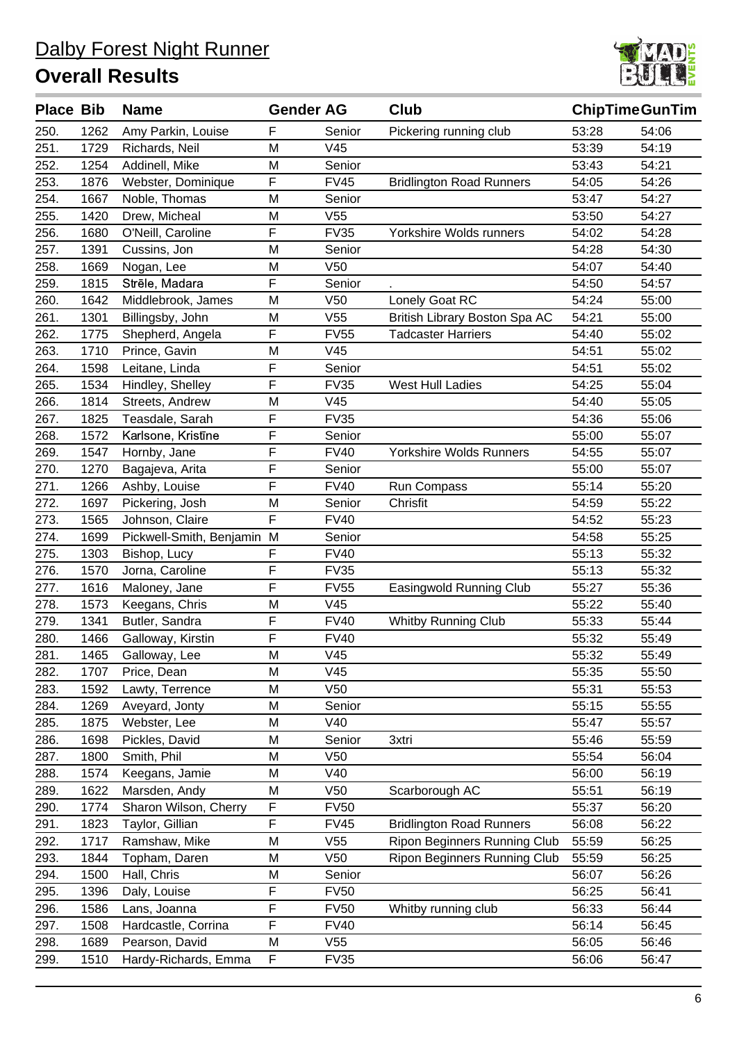# Dalby Forest Night Runner

## Overall Results

| Place | Bib | Name | Gender | AG | Club | ChipTime | GunTim |
|---|---|---|---|---|---|---|---|
| 250. | 1262 | Amy Parkin, Louise | F | Senior | Pickering running club | 53:28 | 54:06 |
| 251. | 1729 | Richards, Neil | M | V45 | | 53:39 | 54:19 |
| 252. | 1254 | Addinell, Mike | M | Senior | | 53:43 | 54:21 |
| 253. | 1876 | Webster, Dominique | F | FV45 | Bridlington Road Runners | 54:05 | 54:26 |
| 254. | 1667 | Noble, Thomas | M | Senior | | 53:47 | 54:27 |
| 255. | 1420 | Drew, Micheal | M | V55 | | 53:50 | 54:27 |
| 256. | 1680 | O'Neill, Caroline | F | FV35 | Yorkshire Wolds runners | 54:02 | 54:28 |
| 257. | 1391 | Cussins, Jon | M | Senior | | 54:28 | 54:30 |
| 258. | 1669 | Nogan, Lee | M | V50 | | 54:07 | 54:40 |
| 259. | 1815 | Strēle, Madara | F | Senior | . | 54:50 | 54:57 |
| 260. | 1642 | Middlebrook, James | M | V50 | Lonely Goat RC | 54:24 | 55:00 |
| 261. | 1301 | Billingsby, John | M | V55 | British Library Boston Spa AC | 54:21 | 55:00 |
| 262. | 1775 | Shepherd, Angela | F | FV55 | Tadcaster Harriers | 54:40 | 55:02 |
| 263. | 1710 | Prince, Gavin | M | V45 | | 54:51 | 55:02 |
| 264. | 1598 | Leitane, Linda | F | Senior | | 54:51 | 55:02 |
| 265. | 1534 | Hindley, Shelley | F | FV35 | West Hull Ladies | 54:25 | 55:04 |
| 266. | 1814 | Streets, Andrew | M | V45 | | 54:40 | 55:05 |
| 267. | 1825 | Teasdale, Sarah | F | FV35 | | 54:36 | 55:06 |
| 268. | 1572 | Karlsone, Kristīne | F | Senior | | 55:00 | 55:07 |
| 269. | 1547 | Hornby, Jane | F | FV40 | Yorkshire Wolds Runners | 54:55 | 55:07 |
| 270. | 1270 | Bagajeva, Arita | F | Senior | | 55:00 | 55:07 |
| 271. | 1266 | Ashby, Louise | F | FV40 | Run Compass | 55:14 | 55:20 |
| 272. | 1697 | Pickering, Josh | M | Senior | Chrisfit | 54:59 | 55:22 |
| 273. | 1565 | Johnson, Claire | F | FV40 | | 54:52 | 55:23 |
| 274. | 1699 | Pickwell-Smith, Benjamin | M | Senior | | 54:58 | 55:25 |
| 275. | 1303 | Bishop, Lucy | F | FV40 | | 55:13 | 55:32 |
| 276. | 1570 | Jorna, Caroline | F | FV35 | | 55:13 | 55:32 |
| 277. | 1616 | Maloney, Jane | F | FV55 | Easingwold Running Club | 55:27 | 55:36 |
| 278. | 1573 | Keegans, Chris | M | V45 | | 55:22 | 55:40 |
| 279. | 1341 | Butler, Sandra | F | FV40 | Whitby Running Club | 55:33 | 55:44 |
| 280. | 1466 | Galloway, Kirstin | F | FV40 | | 55:32 | 55:49 |
| 281. | 1465 | Galloway, Lee | M | V45 | | 55:32 | 55:49 |
| 282. | 1707 | Price, Dean | M | V45 | | 55:35 | 55:50 |
| 283. | 1592 | Lawty, Terrence | M | V50 | | 55:31 | 55:53 |
| 284. | 1269 | Aveyard, Jonty | M | Senior | | 55:15 | 55:55 |
| 285. | 1875 | Webster, Lee | M | V40 | | 55:47 | 55:57 |
| 286. | 1698 | Pickles, David | M | Senior | 3xtri | 55:46 | 55:59 |
| 287. | 1800 | Smith, Phil | M | V50 | | 55:54 | 56:04 |
| 288. | 1574 | Keegans, Jamie | M | V40 | | 56:00 | 56:19 |
| 289. | 1622 | Marsden, Andy | M | V50 | Scarborough AC | 55:51 | 56:19 |
| 290. | 1774 | Sharon Wilson, Cherry | F | FV50 | | 55:37 | 56:20 |
| 291. | 1823 | Taylor, Gillian | F | FV45 | Bridlington Road Runners | 56:08 | 56:22 |
| 292. | 1717 | Ramshaw, Mike | M | V55 | Ripon Beginners Running Club | 55:59 | 56:25 |
| 293. | 1844 | Topham, Daren | M | V50 | Ripon Beginners Running Club | 55:59 | 56:25 |
| 294. | 1500 | Hall, Chris | M | Senior | | 56:07 | 56:26 |
| 295. | 1396 | Daly, Louise | F | FV50 | | 56:25 | 56:41 |
| 296. | 1586 | Lans, Joanna | F | FV50 | Whitby running club | 56:33 | 56:44 |
| 297. | 1508 | Hardcastle, Corrina | F | FV40 | | 56:14 | 56:45 |
| 298. | 1689 | Pearson, David | M | V55 | | 56:05 | 56:46 |
| 299. | 1510 | Hardy-Richards, Emma | F | FV35 | | 56:06 | 56:47 |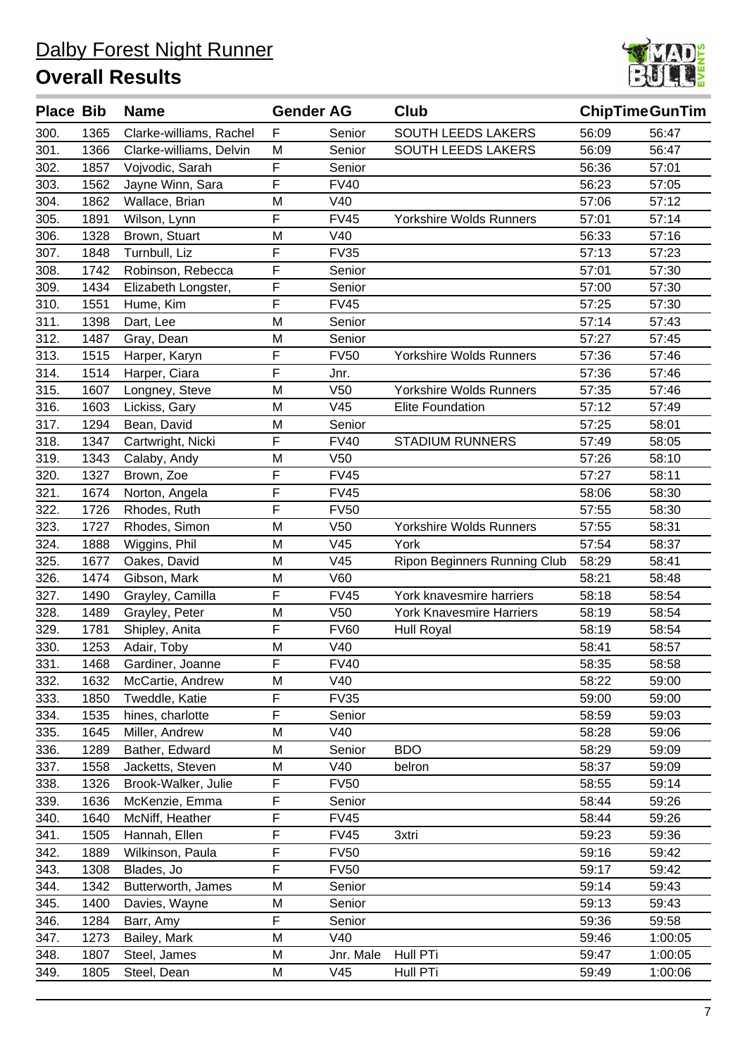# Dalby Forest Night Runner

## Overall Results

| Place | Bib | Name | Gender | AG | Club | ChipTime | GunTim |
|---|---|---|---|---|---|---|---|
| 300. | 1365 | Clarke-williams, Rachel | F | Senior | SOUTH LEEDS LAKERS | 56:09 | 56:47 |
| 301. | 1366 | Clarke-williams, Delvin | M | Senior | SOUTH LEEDS LAKERS | 56:09 | 56:47 |
| 302. | 1857 | Vojvodic, Sarah | F | Senior | | 56:36 | 57:01 |
| 303. | 1562 | Jayne Winn, Sara | F | FV40 | | 56:23 | 57:05 |
| 304. | 1862 | Wallace, Brian | M | V40 | | 57:06 | 57:12 |
| 305. | 1891 | Wilson, Lynn | F | FV45 | Yorkshire Wolds Runners | 57:01 | 57:14 |
| 306. | 1328 | Brown, Stuart | M | V40 | | 56:33 | 57:16 |
| 307. | 1848 | Turnbull, Liz | F | FV35 | | 57:13 | 57:23 |
| 308. | 1742 | Robinson, Rebecca | F | Senior | | 57:01 | 57:30 |
| 309. | 1434 | Elizabeth Longster, | F | Senior | | 57:00 | 57:30 |
| 310. | 1551 | Hume, Kim | F | FV45 | | 57:25 | 57:30 |
| 311. | 1398 | Dart, Lee | M | Senior | | 57:14 | 57:43 |
| 312. | 1487 | Gray, Dean | M | Senior | | 57:27 | 57:45 |
| 313. | 1515 | Harper, Karyn | F | FV50 | Yorkshire Wolds Runners | 57:36 | 57:46 |
| 314. | 1514 | Harper, Ciara | F | Jnr. | | 57:36 | 57:46 |
| 315. | 1607 | Longney, Steve | M | V50 | Yorkshire Wolds Runners | 57:35 | 57:46 |
| 316. | 1603 | Lickiss, Gary | M | V45 | Elite Foundation | 57:12 | 57:49 |
| 317. | 1294 | Bean, David | M | Senior | | 57:25 | 58:01 |
| 318. | 1347 | Cartwright, Nicki | F | FV40 | STADIUM RUNNERS | 57:49 | 58:05 |
| 319. | 1343 | Calaby, Andy | M | V50 | | 57:26 | 58:10 |
| 320. | 1327 | Brown, Zoe | F | FV45 | | 57:27 | 58:11 |
| 321. | 1674 | Norton, Angela | F | FV45 | | 58:06 | 58:30 |
| 322. | 1726 | Rhodes, Ruth | F | FV50 | | 57:55 | 58:30 |
| 323. | 1727 | Rhodes, Simon | M | V50 | Yorkshire Wolds Runners | 57:55 | 58:31 |
| 324. | 1888 | Wiggins, Phil | M | V45 | York | 57:54 | 58:37 |
| 325. | 1677 | Oakes, David | M | V45 | Ripon Beginners Running Club | 58:29 | 58:41 |
| 326. | 1474 | Gibson, Mark | M | V60 | | 58:21 | 58:48 |
| 327. | 1490 | Grayley, Camilla | F | FV45 | York knavesmire harriers | 58:18 | 58:54 |
| 328. | 1489 | Grayley, Peter | M | V50 | York Knavesmire Harriers | 58:19 | 58:54 |
| 329. | 1781 | Shipley, Anita | F | FV60 | Hull Royal | 58:19 | 58:54 |
| 330. | 1253 | Adair, Toby | M | V40 | | 58:41 | 58:57 |
| 331. | 1468 | Gardiner, Joanne | F | FV40 | | 58:35 | 58:58 |
| 332. | 1632 | McCartie, Andrew | M | V40 | | 58:22 | 59:00 |
| 333. | 1850 | Tweddle, Katie | F | FV35 | | 59:00 | 59:00 |
| 334. | 1535 | hines, charlotte | F | Senior | | 58:59 | 59:03 |
| 335. | 1645 | Miller, Andrew | M | V40 | | 58:28 | 59:06 |
| 336. | 1289 | Bather, Edward | M | Senior | BDO | 58:29 | 59:09 |
| 337. | 1558 | Jacketts, Steven | M | V40 | belron | 58:37 | 59:09 |
| 338. | 1326 | Brook-Walker, Julie | F | FV50 | | 58:55 | 59:14 |
| 339. | 1636 | McKenzie, Emma | F | Senior | | 58:44 | 59:26 |
| 340. | 1640 | McNiff, Heather | F | FV45 | | 58:44 | 59:26 |
| 341. | 1505 | Hannah, Ellen | F | FV45 | 3xtri | 59:23 | 59:36 |
| 342. | 1889 | Wilkinson, Paula | F | FV50 | | 59:16 | 59:42 |
| 343. | 1308 | Blades, Jo | F | FV50 | | 59:17 | 59:42 |
| 344. | 1342 | Butterworth, James | M | Senior | | 59:14 | 59:43 |
| 345. | 1400 | Davies, Wayne | M | Senior | | 59:13 | 59:43 |
| 346. | 1284 | Barr, Amy | F | Senior | | 59:36 | 59:58 |
| 347. | 1273 | Bailey, Mark | M | V40 | | 59:46 | 1:00:05 |
| 348. | 1807 | Steel, James | M | Jnr. Male | Hull PTi | 59:47 | 1:00:05 |
| 349. | 1805 | Steel, Dean | M | V45 | Hull PTi | 59:49 | 1:00:06 |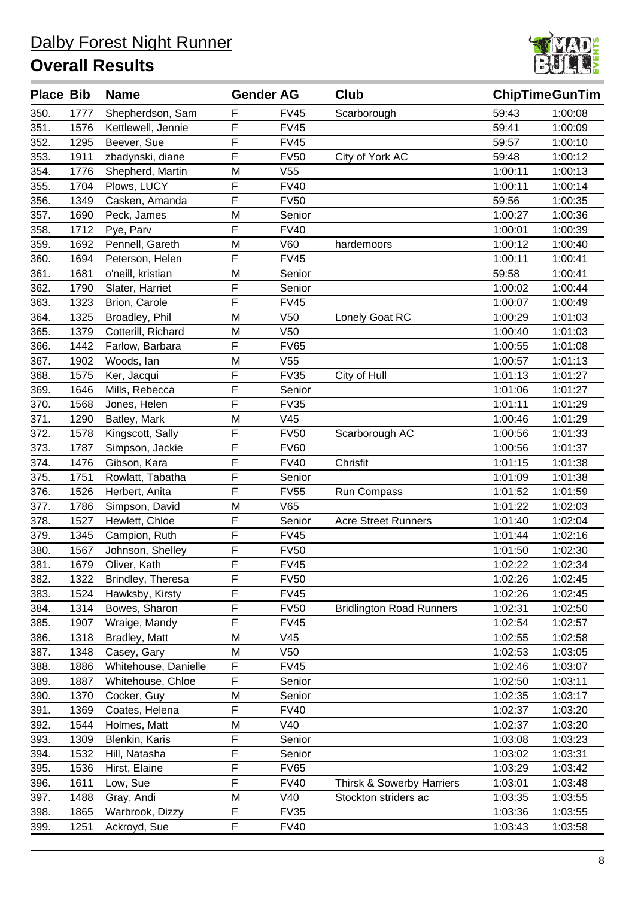# Dalby Forest Night Runner

## Overall Results

| Place | Bib | Name | Gender | AG | Club | ChipTime | GunTim |
|---|---|---|---|---|---|---|---|
| 350. | 1777 | Shepherdson, Sam | F | FV45 | Scarborough | 59:43 | 1:00:08 |
| 351. | 1576 | Kettlewell, Jennie | F | FV45 | | 59:41 | 1:00:09 |
| 352. | 1295 | Beever, Sue | F | FV45 | | 59:57 | 1:00:10 |
| 353. | 1911 | zbadynski, diane | F | FV50 | City of York AC | 59:48 | 1:00:12 |
| 354. | 1776 | Shepherd, Martin | M | V55 | | 1:00:11 | 1:00:13 |
| 355. | 1704 | Plows, LUCY | F | FV40 | | 1:00:11 | 1:00:14 |
| 356. | 1349 | Casken, Amanda | F | FV50 | | 59:56 | 1:00:35 |
| 357. | 1690 | Peck, James | M | Senior | | 1:00:27 | 1:00:36 |
| 358. | 1712 | Pye, Parv | F | FV40 | | 1:00:01 | 1:00:39 |
| 359. | 1692 | Pennell, Gareth | M | V60 | hardemoors | 1:00:12 | 1:00:40 |
| 360. | 1694 | Peterson, Helen | F | FV45 | | 1:00:11 | 1:00:41 |
| 361. | 1681 | o'neill, kristian | M | Senior | | 59:58 | 1:00:41 |
| 362. | 1790 | Slater, Harriet | F | Senior | | 1:00:02 | 1:00:44 |
| 363. | 1323 | Brion, Carole | F | FV45 | | 1:00:07 | 1:00:49 |
| 364. | 1325 | Broadley, Phil | M | V50 | Lonely Goat RC | 1:00:29 | 1:01:03 |
| 365. | 1379 | Cotterill, Richard | M | V50 | | 1:00:40 | 1:01:03 |
| 366. | 1442 | Farlow, Barbara | F | FV65 | | 1:00:55 | 1:01:08 |
| 367. | 1902 | Woods, Ian | M | V55 | | 1:00:57 | 1:01:13 |
| 368. | 1575 | Ker, Jacqui | F | FV35 | City of Hull | 1:01:13 | 1:01:27 |
| 369. | 1646 | Mills, Rebecca | F | Senior | | 1:01:06 | 1:01:27 |
| 370. | 1568 | Jones, Helen | F | FV35 | | 1:01:11 | 1:01:29 |
| 371. | 1290 | Batley, Mark | M | V45 | | 1:00:46 | 1:01:29 |
| 372. | 1578 | Kingscott, Sally | F | FV50 | Scarborough AC | 1:00:56 | 1:01:33 |
| 373. | 1787 | Simpson, Jackie | F | FV60 | | 1:00:56 | 1:01:37 |
| 374. | 1476 | Gibson, Kara | F | FV40 | Chrisfit | 1:01:15 | 1:01:38 |
| 375. | 1751 | Rowlatt, Tabatha | F | Senior | | 1:01:09 | 1:01:38 |
| 376. | 1526 | Herbert, Anita | F | FV55 | Run Compass | 1:01:52 | 1:01:59 |
| 377. | 1786 | Simpson, David | M | V65 | | 1:01:22 | 1:02:03 |
| 378. | 1527 | Hewlett, Chloe | F | Senior | Acre Street Runners | 1:01:40 | 1:02:04 |
| 379. | 1345 | Campion, Ruth | F | FV45 | | 1:01:44 | 1:02:16 |
| 380. | 1567 | Johnson, Shelley | F | FV50 | | 1:01:50 | 1:02:30 |
| 381. | 1679 | Oliver, Kath | F | FV45 | | 1:02:22 | 1:02:34 |
| 382. | 1322 | Brindley, Theresa | F | FV50 | | 1:02:26 | 1:02:45 |
| 383. | 1524 | Hawksby, Kirsty | F | FV45 | | 1:02:26 | 1:02:45 |
| 384. | 1314 | Bowes, Sharon | F | FV50 | Bridlington Road Runners | 1:02:31 | 1:02:50 |
| 385. | 1907 | Wraige, Mandy | F | FV45 | | 1:02:54 | 1:02:57 |
| 386. | 1318 | Bradley, Matt | M | V45 | | 1:02:55 | 1:02:58 |
| 387. | 1348 | Casey, Gary | M | V50 | | 1:02:53 | 1:03:05 |
| 388. | 1886 | Whitehouse, Danielle | F | FV45 | | 1:02:46 | 1:03:07 |
| 389. | 1887 | Whitehouse, Chloe | F | Senior | | 1:02:50 | 1:03:11 |
| 390. | 1370 | Cocker, Guy | M | Senior | | 1:02:35 | 1:03:17 |
| 391. | 1369 | Coates, Helena | F | FV40 | | 1:02:37 | 1:03:20 |
| 392. | 1544 | Holmes, Matt | M | V40 | | 1:02:37 | 1:03:20 |
| 393. | 1309 | Blenkin, Karis | F | Senior | | 1:03:08 | 1:03:23 |
| 394. | 1532 | Hill, Natasha | F | Senior | | 1:03:02 | 1:03:31 |
| 395. | 1536 | Hirst, Elaine | F | FV65 | | 1:03:29 | 1:03:42 |
| 396. | 1611 | Low, Sue | F | FV40 | Thirsk & Sowerby Harriers | 1:03:01 | 1:03:48 |
| 397. | 1488 | Gray, Andi | M | V40 | Stockton striders ac | 1:03:35 | 1:03:55 |
| 398. | 1865 | Warbrook, Dizzy | F | FV35 | | 1:03:36 | 1:03:55 |
| 399. | 1251 | Ackroyd, Sue | F | FV40 | | 1:03:43 | 1:03:58 |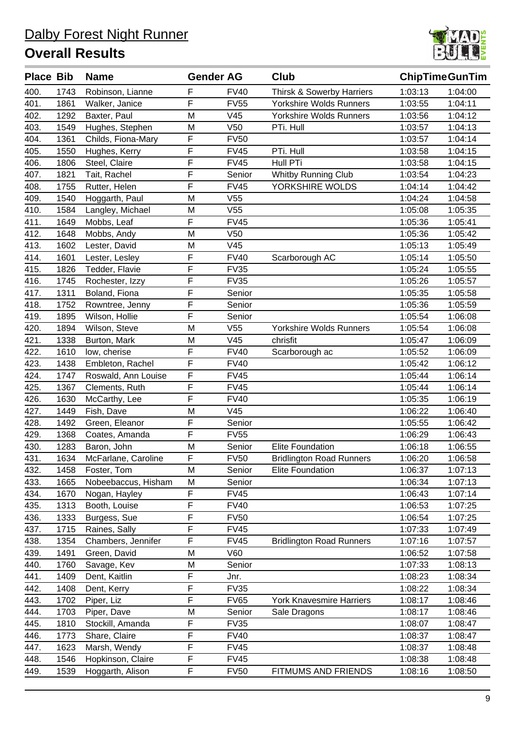# Dalby Forest Night Runner

## Overall Results

| Place | Bib | Name | Gender | AG | Club | ChipTime | GunTim |
|---|---|---|---|---|---|---|---|
| 400. | 1743 | Robinson, Lianne | F | FV40 | Thirsk & Sowerby Harriers | 1:03:13 | 1:04:00 |
| 401. | 1861 | Walker, Janice | F | FV55 | Yorkshire Wolds Runners | 1:03:55 | 1:04:11 |
| 402. | 1292 | Baxter, Paul | M | V45 | Yorkshire Wolds Runners | 1:03:56 | 1:04:12 |
| 403. | 1549 | Hughes, Stephen | M | V50 | PTi. Hull | 1:03:57 | 1:04:13 |
| 404. | 1361 | Childs, Fiona-Mary | F | FV50 | | 1:03:57 | 1:04:14 |
| 405. | 1550 | Hughes, Kerry | F | FV45 | PTi. Hull | 1:03:58 | 1:04:15 |
| 406. | 1806 | Steel, Claire | F | FV45 | Hull PTi | 1:03:58 | 1:04:15 |
| 407. | 1821 | Tait, Rachel | F | Senior | Whitby Running Club | 1:03:54 | 1:04:23 |
| 408. | 1755 | Rutter, Helen | F | FV45 | YORKSHIRE WOLDS | 1:04:14 | 1:04:42 |
| 409. | 1540 | Hoggarth, Paul | M | V55 | | 1:04:24 | 1:04:58 |
| 410. | 1584 | Langley, Michael | M | V55 | | 1:05:08 | 1:05:35 |
| 411. | 1649 | Mobbs, Leaf | F | FV45 | | 1:05:36 | 1:05:41 |
| 412. | 1648 | Mobbs, Andy | M | V50 | | 1:05:36 | 1:05:42 |
| 413. | 1602 | Lester, David | M | V45 | | 1:05:13 | 1:05:49 |
| 414. | 1601 | Lester, Lesley | F | FV40 | Scarborough AC | 1:05:14 | 1:05:50 |
| 415. | 1826 | Tedder, Flavie | F | FV35 | | 1:05:24 | 1:05:55 |
| 416. | 1745 | Rochester, Izzy | F | FV35 | | 1:05:26 | 1:05:57 |
| 417. | 1311 | Boland, Fiona | F | Senior | | 1:05:35 | 1:05:58 |
| 418. | 1752 | Rowntree, Jenny | F | Senior | | 1:05:36 | 1:05:59 |
| 419. | 1895 | Wilson, Hollie | F | Senior | | 1:05:54 | 1:06:08 |
| 420. | 1894 | Wilson, Steve | M | V55 | Yorkshire Wolds Runners | 1:05:54 | 1:06:08 |
| 421. | 1338 | Burton, Mark | M | V45 | chrisfit | 1:05:47 | 1:06:09 |
| 422. | 1610 | low, cherise | F | FV40 | Scarborough ac | 1:05:52 | 1:06:09 |
| 423. | 1438 | Embleton, Rachel | F | FV40 | | 1:05:42 | 1:06:12 |
| 424. | 1747 | Roswald, Ann Louise | F | FV45 | | 1:05:44 | 1:06:14 |
| 425. | 1367 | Clements, Ruth | F | FV45 | | 1:05:44 | 1:06:14 |
| 426. | 1630 | McCarthy, Lee | F | FV40 | | 1:05:35 | 1:06:19 |
| 427. | 1449 | Fish, Dave | M | V45 | | 1:06:22 | 1:06:40 |
| 428. | 1492 | Green, Eleanor | F | Senior | | 1:05:55 | 1:06:42 |
| 429. | 1368 | Coates, Amanda | F | FV55 | | 1:06:29 | 1:06:43 |
| 430. | 1283 | Baron, John | M | Senior | Elite Foundation | 1:06:18 | 1:06:55 |
| 431. | 1634 | McFarlane, Caroline | F | FV50 | Bridlington Road Runners | 1:06:20 | 1:06:58 |
| 432. | 1458 | Foster, Tom | M | Senior | Elite Foundation | 1:06:37 | 1:07:13 |
| 433. | 1665 | Nobeebaccus, Hisham | M | Senior | | 1:06:34 | 1:07:13 |
| 434. | 1670 | Nogan, Hayley | F | FV45 | | 1:06:43 | 1:07:14 |
| 435. | 1313 | Booth, Louise | F | FV40 | | 1:06:53 | 1:07:25 |
| 436. | 1333 | Burgess, Sue | F | FV50 | | 1:06:54 | 1:07:25 |
| 437. | 1715 | Raines, Sally | F | FV45 | | 1:07:33 | 1:07:49 |
| 438. | 1354 | Chambers, Jennifer | F | FV45 | Bridlington Road Runners | 1:07:16 | 1:07:57 |
| 439. | 1491 | Green, David | M | V60 | | 1:06:52 | 1:07:58 |
| 440. | 1760 | Savage, Kev | M | Senior | | 1:07:33 | 1:08:13 |
| 441. | 1409 | Dent, Kaitlin | F | Jnr. | | 1:08:23 | 1:08:34 |
| 442. | 1408 | Dent, Kerry | F | FV35 | | 1:08:22 | 1:08:34 |
| 443. | 1702 | Piper, Liz | F | FV65 | York Knavesmire Harriers | 1:08:17 | 1:08:46 |
| 444. | 1703 | Piper, Dave | M | Senior | Sale Dragons | 1:08:17 | 1:08:46 |
| 445. | 1810 | Stockill, Amanda | F | FV35 | | 1:08:07 | 1:08:47 |
| 446. | 1773 | Share, Claire | F | FV40 | | 1:08:37 | 1:08:47 |
| 447. | 1623 | Marsh, Wendy | F | FV45 | | 1:08:37 | 1:08:48 |
| 448. | 1546 | Hopkinson, Claire | F | FV45 | | 1:08:38 | 1:08:48 |
| 449. | 1539 | Hoggarth, Alison | F | FV50 | FITMUMS AND FRIENDS | 1:08:16 | 1:08:50 |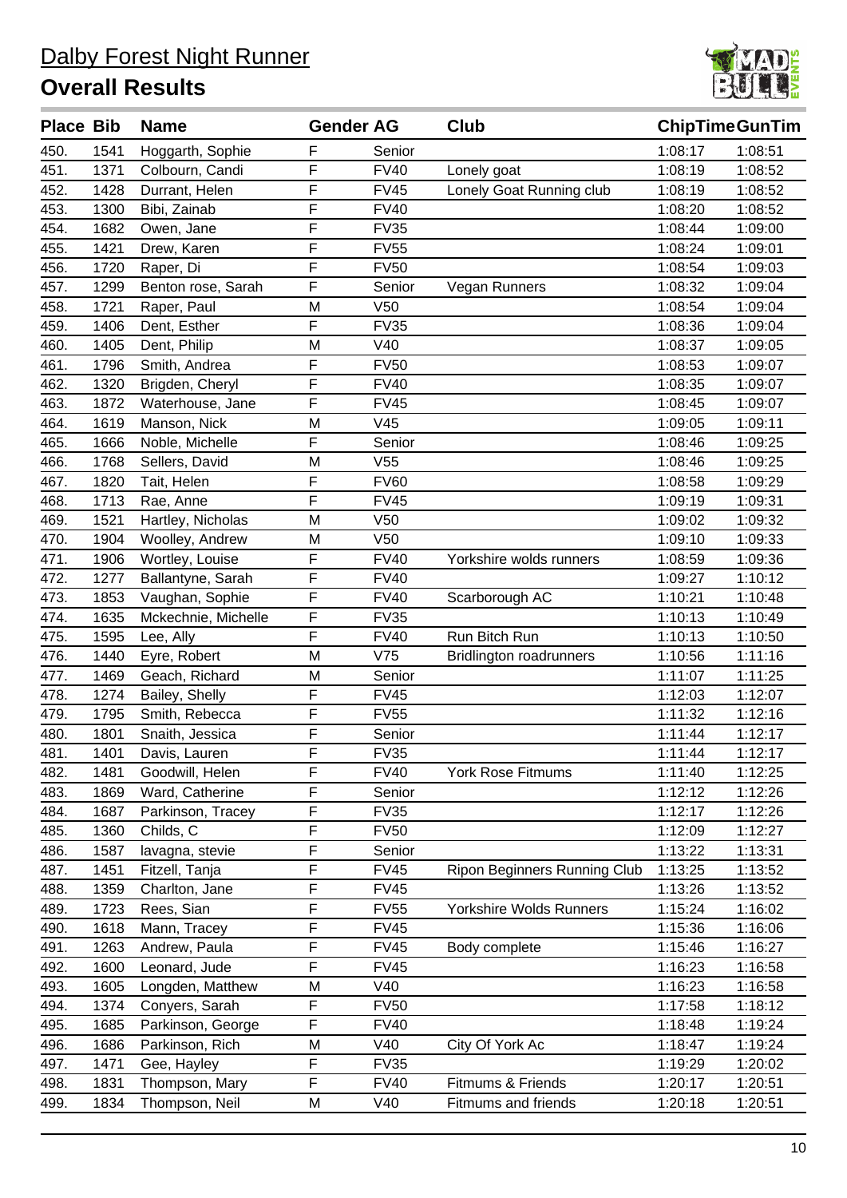# Dalby Forest Night Runner

## Overall Results

| Place | Bib | Name | Gender | AG | Club | ChipTime | GunTim |
|---|---|---|---|---|---|---|---|
| 450. | 1541 | Hoggarth, Sophie | F | Senior | | 1:08:17 | 1:08:51 |
| 451. | 1371 | Colbourn, Candi | F | FV40 | Lonely goat | 1:08:19 | 1:08:52 |
| 452. | 1428 | Durrant, Helen | F | FV45 | Lonely Goat Running club | 1:08:19 | 1:08:52 |
| 453. | 1300 | Bibi, Zainab | F | FV40 | | 1:08:20 | 1:08:52 |
| 454. | 1682 | Owen, Jane | F | FV35 | | 1:08:44 | 1:09:00 |
| 455. | 1421 | Drew, Karen | F | FV55 | | 1:08:24 | 1:09:01 |
| 456. | 1720 | Raper, Di | F | FV50 | | 1:08:54 | 1:09:03 |
| 457. | 1299 | Benton rose, Sarah | F | Senior | Vegan Runners | 1:08:32 | 1:09:04 |
| 458. | 1721 | Raper, Paul | M | V50 | | 1:08:54 | 1:09:04 |
| 459. | 1406 | Dent, Esther | F | FV35 | | 1:08:36 | 1:09:04 |
| 460. | 1405 | Dent, Philip | M | V40 | | 1:08:37 | 1:09:05 |
| 461. | 1796 | Smith, Andrea | F | FV50 | | 1:08:53 | 1:09:07 |
| 462. | 1320 | Brigden, Cheryl | F | FV40 | | 1:08:35 | 1:09:07 |
| 463. | 1872 | Waterhouse, Jane | F | FV45 | | 1:08:45 | 1:09:07 |
| 464. | 1619 | Manson, Nick | M | V45 | | 1:09:05 | 1:09:11 |
| 465. | 1666 | Noble, Michelle | F | Senior | | 1:08:46 | 1:09:25 |
| 466. | 1768 | Sellers, David | M | V55 | | 1:08:46 | 1:09:25 |
| 467. | 1820 | Tait, Helen | F | FV60 | | 1:08:58 | 1:09:29 |
| 468. | 1713 | Rae, Anne | F | FV45 | | 1:09:19 | 1:09:31 |
| 469. | 1521 | Hartley, Nicholas | M | V50 | | 1:09:02 | 1:09:32 |
| 470. | 1904 | Woolley, Andrew | M | V50 | | 1:09:10 | 1:09:33 |
| 471. | 1906 | Wortley, Louise | F | FV40 | Yorkshire wolds runners | 1:08:59 | 1:09:36 |
| 472. | 1277 | Ballantyne, Sarah | F | FV40 | | 1:09:27 | 1:10:12 |
| 473. | 1853 | Vaughan, Sophie | F | FV40 | Scarborough AC | 1:10:21 | 1:10:48 |
| 474. | 1635 | Mckechnie, Michelle | F | FV35 | | 1:10:13 | 1:10:49 |
| 475. | 1595 | Lee, Ally | F | FV40 | Run Bitch Run | 1:10:13 | 1:10:50 |
| 476. | 1440 | Eyre, Robert | M | V75 | Bridlington roadrunners | 1:10:56 | 1:11:16 |
| 477. | 1469 | Geach, Richard | M | Senior | | 1:11:07 | 1:11:25 |
| 478. | 1274 | Bailey, Shelly | F | FV45 | | 1:12:03 | 1:12:07 |
| 479. | 1795 | Smith, Rebecca | F | FV55 | | 1:11:32 | 1:12:16 |
| 480. | 1801 | Snaith, Jessica | F | Senior | | 1:11:44 | 1:12:17 |
| 481. | 1401 | Davis, Lauren | F | FV35 | | 1:11:44 | 1:12:17 |
| 482. | 1481 | Goodwill, Helen | F | FV40 | York Rose Fitmums | 1:11:40 | 1:12:25 |
| 483. | 1869 | Ward, Catherine | F | Senior | | 1:12:12 | 1:12:26 |
| 484. | 1687 | Parkinson, Tracey | F | FV35 | | 1:12:17 | 1:12:26 |
| 485. | 1360 | Childs, C | F | FV50 | | 1:12:09 | 1:12:27 |
| 486. | 1587 | lavagna, stevie | F | Senior | | 1:13:22 | 1:13:31 |
| 487. | 1451 | Fitzell, Tanja | F | FV45 | Ripon Beginners Running Club | 1:13:25 | 1:13:52 |
| 488. | 1359 | Charlton, Jane | F | FV45 | | 1:13:26 | 1:13:52 |
| 489. | 1723 | Rees, Sian | F | FV55 | Yorkshire Wolds Runners | 1:15:24 | 1:16:02 |
| 490. | 1618 | Mann, Tracey | F | FV45 | | 1:15:36 | 1:16:06 |
| 491. | 1263 | Andrew, Paula | F | FV45 | Body complete | 1:15:46 | 1:16:27 |
| 492. | 1600 | Leonard, Jude | F | FV45 | | 1:16:23 | 1:16:58 |
| 493. | 1605 | Longden, Matthew | M | V40 | | 1:16:23 | 1:16:58 |
| 494. | 1374 | Conyers, Sarah | F | FV50 | | 1:17:58 | 1:18:12 |
| 495. | 1685 | Parkinson, George | F | FV40 | | 1:18:48 | 1:19:24 |
| 496. | 1686 | Parkinson, Rich | M | V40 | City Of York Ac | 1:18:47 | 1:19:24 |
| 497. | 1471 | Gee, Hayley | F | FV35 | | 1:19:29 | 1:20:02 |
| 498. | 1831 | Thompson, Mary | F | FV40 | Fitmums & Friends | 1:20:17 | 1:20:51 |
| 499. | 1834 | Thompson, Neil | M | V40 | Fitmums and friends | 1:20:18 | 1:20:51 |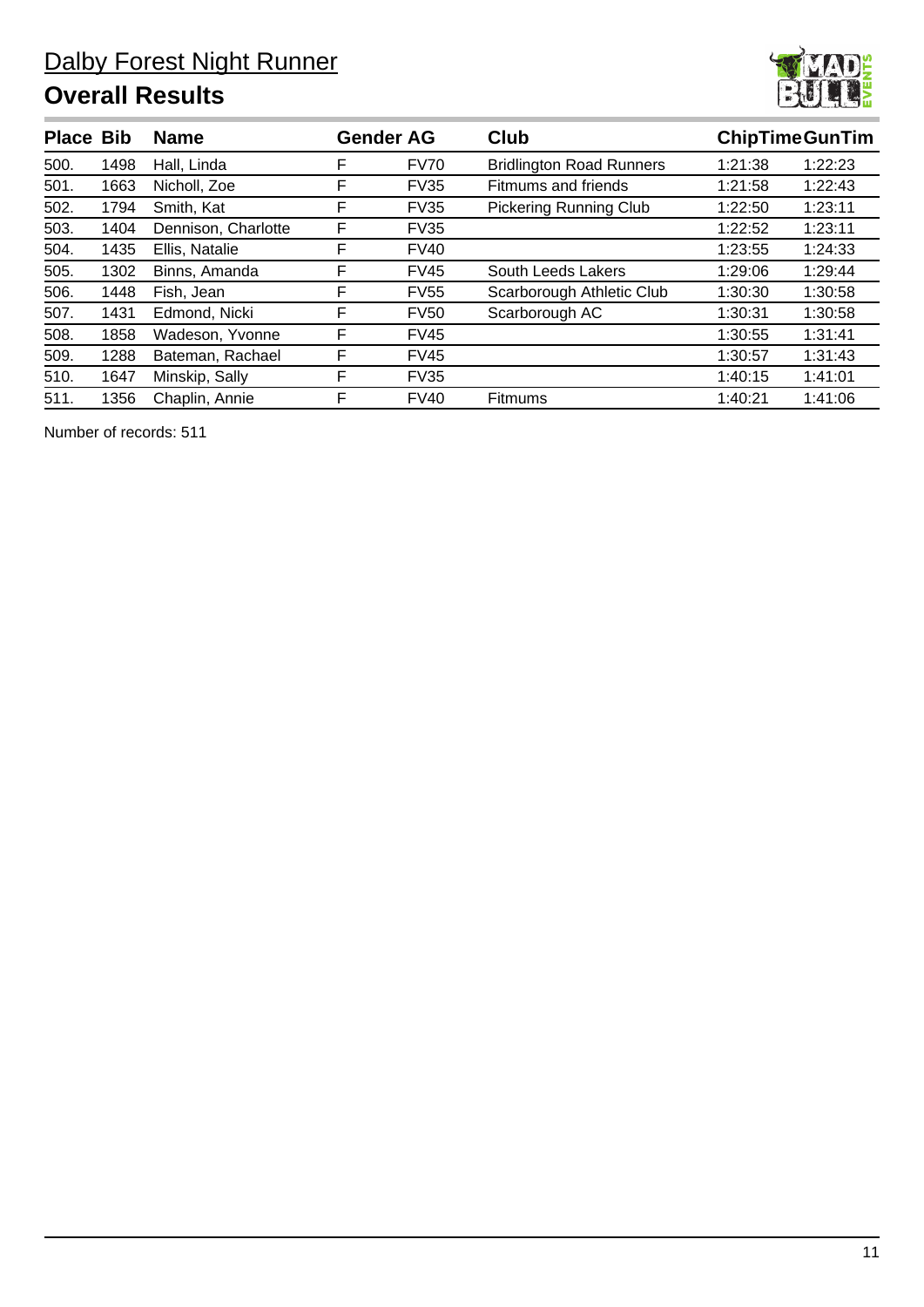# Dalby Forest Night Runner

## Overall Results

| Place | Bib | Name | Gender | AG | Club | ChipTime | GunTim |
|---|---|---|---|---|---|---|---|
| 500. | 1498 | Hall, Linda | F | FV70 | Bridlington Road Runners | 1:21:38 | 1:22:23 |
| 501. | 1663 | Nicholl, Zoe | F | FV35 | Fitmums and friends | 1:21:58 | 1:22:43 |
| 502. | 1794 | Smith, Kat | F | FV35 | Pickering Running Club | 1:22:50 | 1:23:11 |
| 503. | 1404 | Dennison, Charlotte | F | FV35 | | 1:22:52 | 1:23:11 |
| 504. | 1435 | Ellis, Natalie | F | FV40 | | 1:23:55 | 1:24:33 |
| 505. | 1302 | Binns, Amanda | F | FV45 | South Leeds Lakers | 1:29:06 | 1:29:44 |
| 506. | 1448 | Fish, Jean | F | FV55 | Scarborough Athletic Club | 1:30:30 | 1:30:58 |
| 507. | 1431 | Edmond, Nicki | F | FV50 | Scarborough AC | 1:30:31 | 1:30:58 |
| 508. | 1858 | Wadeson, Yvonne | F | FV45 | | 1:30:55 | 1:31:41 |
| 509. | 1288 | Bateman, Rachael | F | FV45 | | 1:30:57 | 1:31:43 |
| 510. | 1647 | Minskip, Sally | F | FV35 | | 1:40:15 | 1:41:01 |
| 511. | 1356 | Chaplin, Annie | F | FV40 | Fitmums | 1:40:21 | 1:41:06 |

Number of records: 511